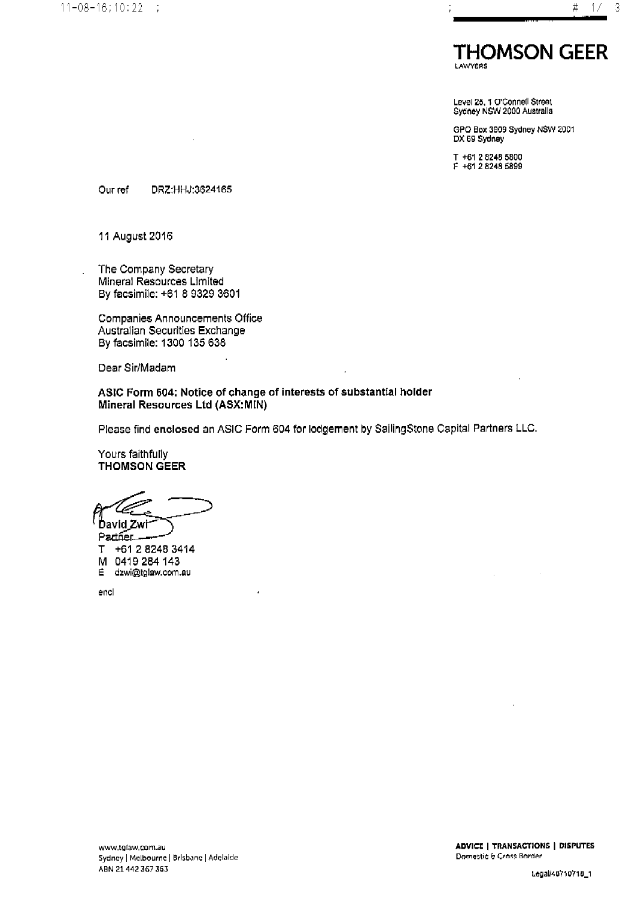**THOMSON GEER**
LAWYERS

Level 25, 1 O'Connell Street
Sydney NSW 2000 Australia

GPO Box 3909 Sydney NSW 2001
DX 69 Sydney

T +61 2 8248 5800
F +61 2 8248 5899

Our ref DRZ:HHJ:3624165

11 August 2016

The Company Secretary
Mineral Resources Limited
By facsimile: +61 8 9329 3601

Companies Announcements Office
Australian Securities Exchange
By facsimile: 1300 135 638

Dear Sir/Madam

**ASIC Form 604: Notice of change of interests of substantial holder**
**Mineral Resources Ltd (ASX:MIN)**

Please find enclosed an ASIC Form 604 for lodgement by SailingStone Capital Partners LLC.

Yours faithfully
**THOMSON GEER**

David Zwi
Partner
T +61 2 8248 3414
M 0419 284 143
E dzwi@tglaw.com.au

encl

www.tglaw.com.au
Sydney | Melbourne | Brisbane | Adelaide
ABN 21 442 367 363

**ADVICE | TRANSACTIONS | DISPUTES**
Domestic & Cross Border

Legal/48710718_1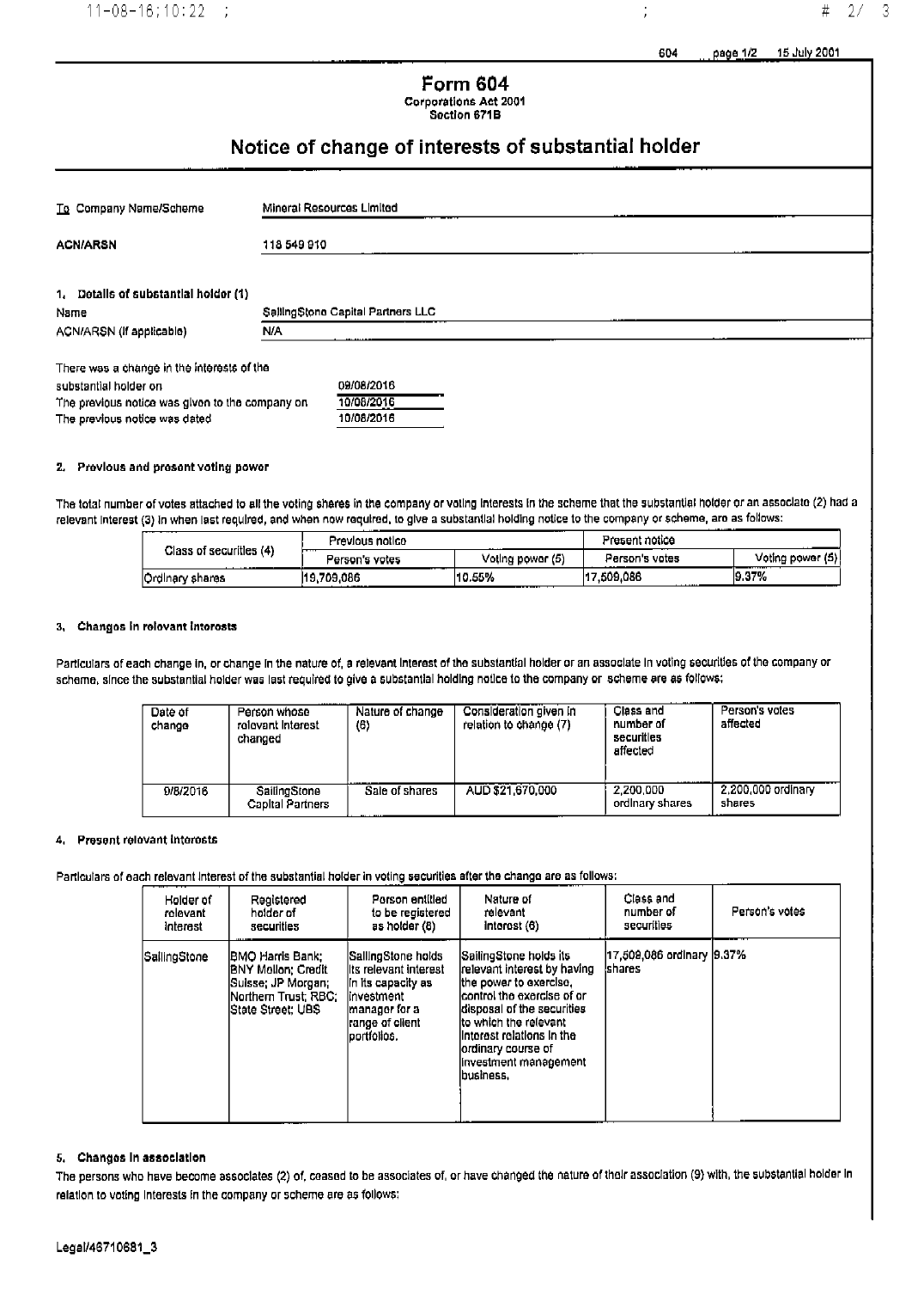604 page 1/2 15 July 2001

# Form 604

**Corporations Act 2001**
**Section 671B**

## Notice of change of interests of substantial holder

| To Company Name/Scheme | Mineral Resources Limited |
|---|---|
| ACN/ARSN | 118 549 910 |

**1. Details of substantial holder (1)**

| Name | SailingStone Capital Partners LLC |
|---|---|
| ACN/ARSN (if applicable) | N/A |

| There was a change in the interests of the substantial holder on | 09/08/2016 |
|---|---|
| The previous notice was given to the company on | 10/06/2016 |
| The previous notice was dated | 10/06/2016 |

**2. Previous and present voting power**

The total number of votes attached to all the voting shares in the company or voting interests in the scheme that the substantial holder or an associate (2) had a relevant interest (3) in when last required, and when now required, to give a substantial holding notice to the company or scheme, are as follows:

| Class of securities (4) | Previous notice | | Present notice | |
|---|---|---|---|---|
| | Person's votes | Voting power (5) | Person's votes | Voting power (5) |
| Ordinary shares | 19,709,086 | 10.55% | 17,509,086 | 9.37% |

**3. Changes in relevant interests**

Particulars of each change in, or change in the nature of, a relevant interest of the substantial holder or an associate in voting securities of the company or scheme, since the substantial holder was last required to give a substantial holding notice to the company or scheme are as follows:

| Date of change | Person whose relevant interest changed | Nature of change (6) | Consideration given in relation to change (7) | Class and number of securities affected | Person's votes affected |
|---|---|---|---|---|---|
| 9/8/2016 | SailingStone Capital Partners | Sale of shares | AUD $21,670,000 | 2,200,000 ordinary shares | 2,200,000 ordinary shares |

**4. Present relevant interests**

Particulars of each relevant interest of the substantial holder in voting securities after the change are as follows:

| Holder of relevant interest | Registered holder of securities | Person entitled to be registered as holder (8) | Nature of relevant interest (6) | Class and number of securities | Person's votes |
|---|---|---|---|---|---|
| SailingStone | BMO Harris Bank; BNY Mellon; Credit Suisse; JP Morgan; Northern Trust; RBC; State Street; UBS | SailingStone holds its relevant interest in its capacity as investment manager for a range of client portfolios. | SailingStone holds its relevant interest by having the power to exercise, control the exercise of or disposal of the securities to which the relevant interest relations in the ordinary course of investment management business. | 17,509,086 ordinary shares | 9.37% |

**5. Changes in association**

The persons who have become associates (2) of, ceased to be associates of, or have changed the nature of their association (9) with, the substantial holder in relation to voting interests in the company or scheme are as follows:

Legal/46710681_3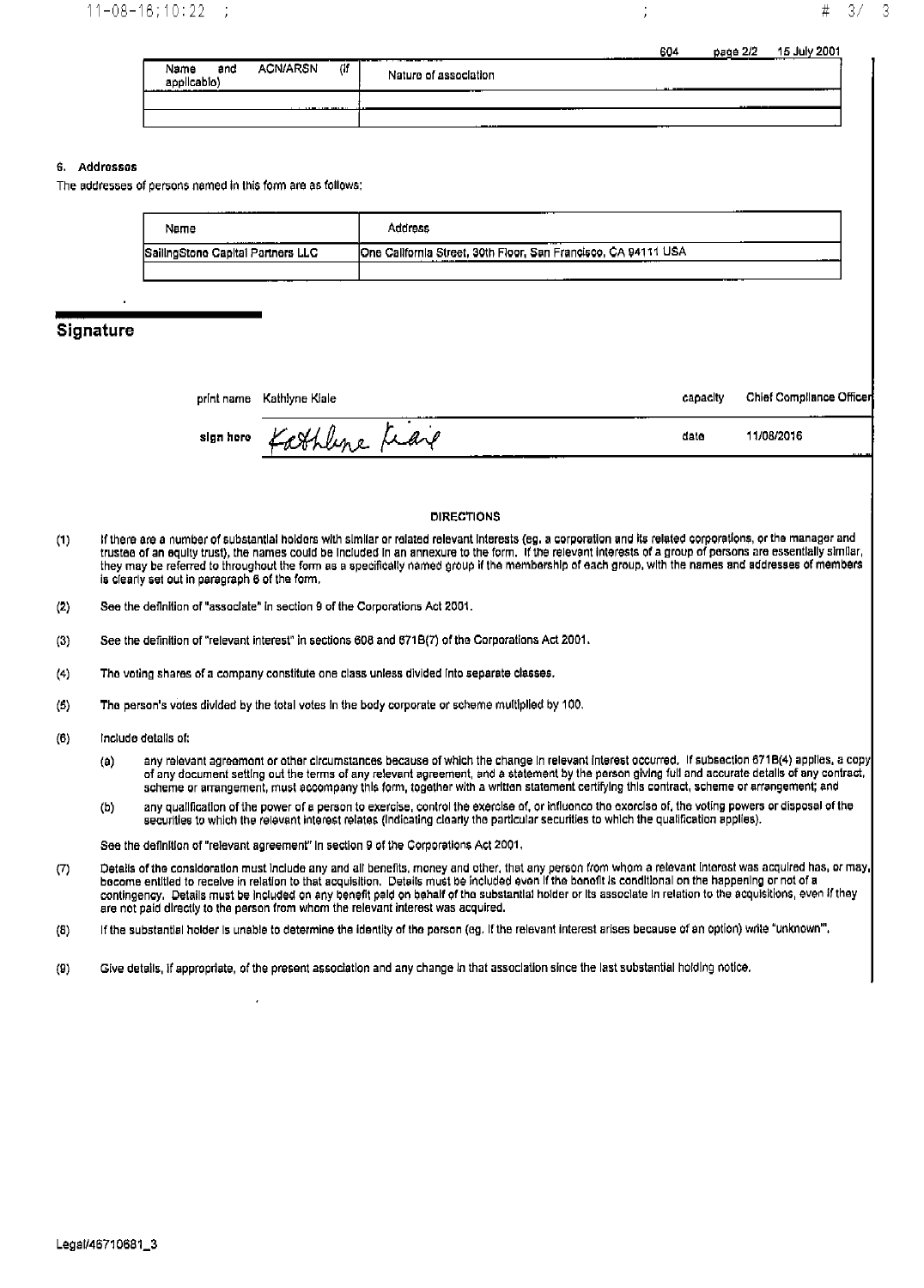| Name and ACN/ARSN (if applicable) | Nature of association |
| --- | --- |
| | |
| | |

6. **Addresses**

The addresses of persons named in this form are as follows:

| Name | Address |
| --- | --- |
| SailingStone Capital Partners LLC | One California Street, 30th Floor, San Francisco, CA 94111 USA |
| | |

## Signature

| | | | |
| --- | --- | --- | --- |
| print name | Kathlyne Kiaie | capacity | Chief Compliance Officer |
| sign here | Kathlyne Kiaie | date | 11/08/2016 |

### DIRECTIONS

(1) If there are a number of substantial holders with similar or related relevant interests (eg. a corporation and its related corporations, or the manager and trustee of an equity trust), the names could be included in an annexure to the form. If the relevant interests of a group of persons are essentially similar, they may be referred to throughout the form as a specifically named group if the membership of each group, with the names and addresses of members is clearly set out in paragraph 6 of the form.

(2) See the definition of "associate" in section 9 of the Corporations Act 2001.

(3) See the definition of "relevant interest" in sections 608 and 671B(7) of the Corporations Act 2001.

(4) The voting shares of a company constitute one class unless divided into separate classes.

(5) The person's votes divided by the total votes in the body corporate or scheme multiplied by 100.

(6) Include details of:

(a) any relevant agreement or other circumstances because of which the change in relevant interest occurred. If subsection 671B(4) applies, a copy of any document setting out the terms of any relevant agreement, and a statement by the person giving full and accurate details of any contract, scheme or arrangement, must accompany this form, together with a written statement certifying this contract, scheme or arrangement; and

(b) any qualification of the power of a person to exercise, control the exercise of, or influence the exercise of, the voting powers or disposal of the securities to which the relevant interest relates (indicating clearly the particular securities to which the qualification applies).

See the definition of "relevant agreement" in section 9 of the Corporations Act 2001.

(7) Details of the consideration must include any and all benefits, money and other, that any person from whom a relevant interest was acquired has, or may, become entitled to receive in relation to that acquisition. Details must be included even if the benefit is conditional on the happening or not of a contingency. Details must be included on any benefit paid on behalf of the substantial holder or its associate in relation to the acquisitions, even if they are not paid directly to the person from whom the relevant interest was acquired.

(8) If the substantial holder is unable to determine the identity of the person (eg. if the relevant interest arises because of an option) write "unknown".

(9) Give details, if appropriate, of the present association and any change in that association since the last substantial holding notice.

Legal/46710681_3